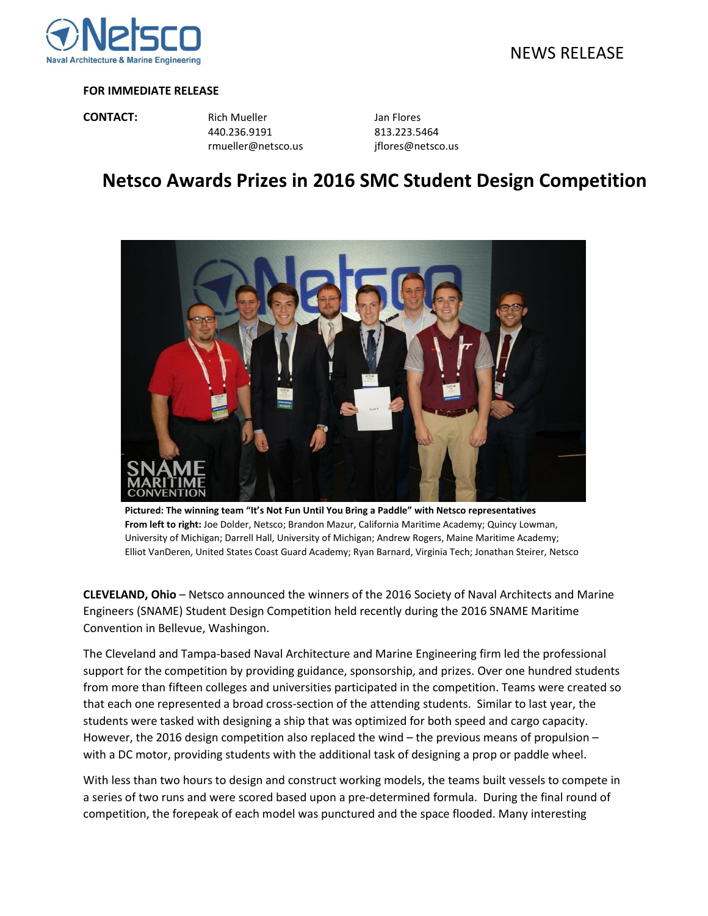NEWS RELEASE

**FOR IMMEDIATE RELEASE**

**CONTACT:**

Rich Mueller
440.236.9191
rmueller@netsco.us

Jan Flores
813.223.5464
jflores@netsco.us

# Netsco Awards Prizes in 2016 SMC Student Design Competition

**Pictured: The winning team "It's Not Fun Until You Bring a Paddle" with Netsco representatives**
**From left to right:** Joe Dolder, Netsco; Brandon Mazur, California Maritime Academy; Quincy Lowman, University of Michigan; Darrell Hall, University of Michigan; Andrew Rogers, Maine Maritime Academy; Elliot VanDeren, United States Coast Guard Academy; Ryan Barnard, Virginia Tech; Jonathan Steirer, Netsco

**CLEVELAND, Ohio** – Netsco announced the winners of the 2016 Society of Naval Architects and Marine Engineers (SNAME) Student Design Competition held recently during the 2016 SNAME Maritime Convention in Bellevue, Washingon.

The Cleveland and Tampa-based Naval Architecture and Marine Engineering firm led the professional support for the competition by providing guidance, sponsorship, and prizes. Over one hundred students from more than fifteen colleges and universities participated in the competition. Teams were created so that each one represented a broad cross-section of the attending students. Similar to last year, the students were tasked with designing a ship that was optimized for both speed and cargo capacity. However, the 2016 design competition also replaced the wind – the previous means of propulsion – with a DC motor, providing students with the additional task of designing a prop or paddle wheel.

With less than two hours to design and construct working models, the teams built vessels to compete in a series of two runs and were scored based upon a pre-determined formula. During the final round of competition, the forepeak of each model was punctured and the space flooded. Many interesting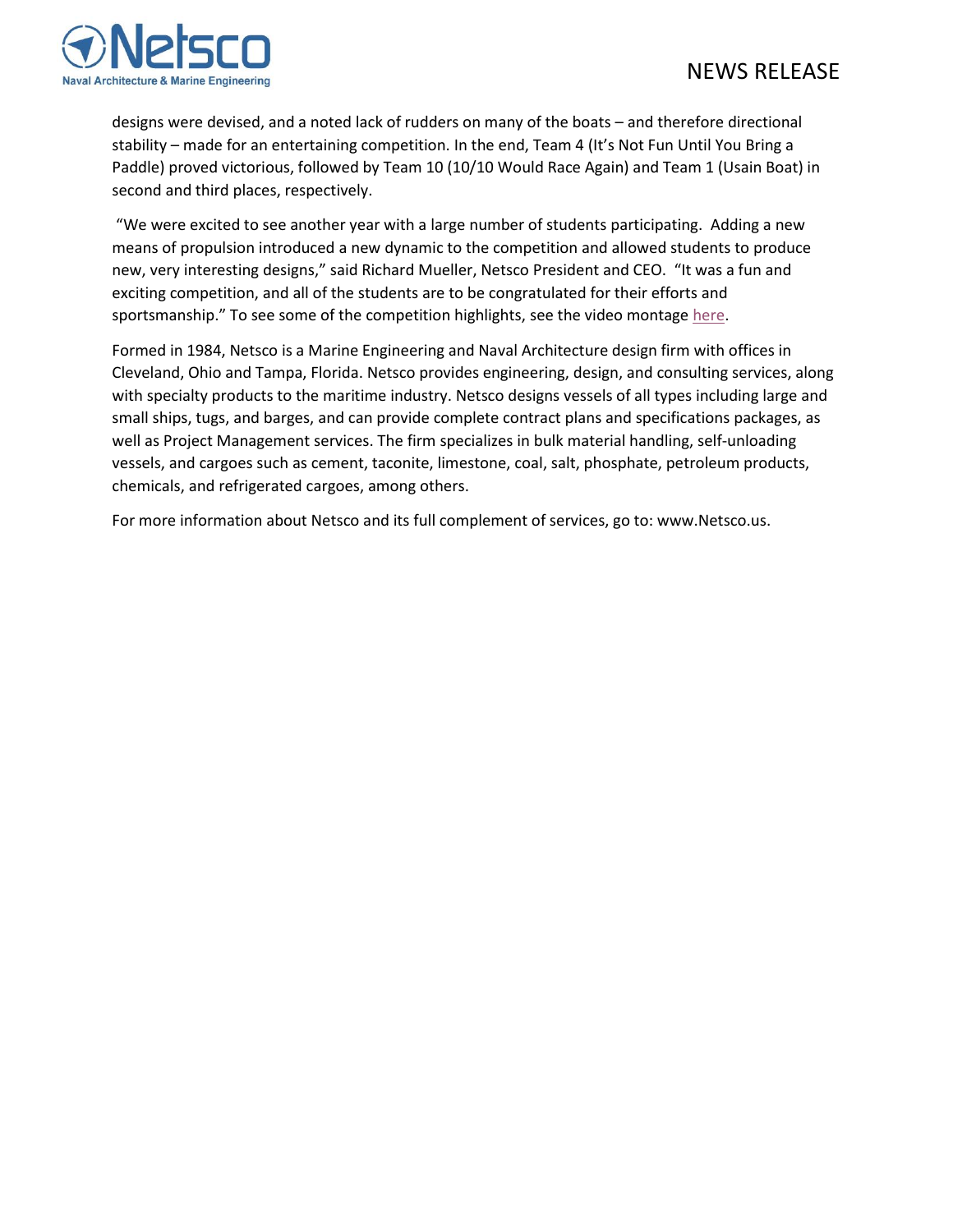designs were devised, and a noted lack of rudders on many of the boats – and therefore directional stability – made for an entertaining competition. In the end, Team 4 (It's Not Fun Until You Bring a Paddle) proved victorious, followed by Team 10 (10/10 Would Race Again) and Team 1 (Usain Boat) in second and third places, respectively.

"We were excited to see another year with a large number of students participating. Adding a new means of propulsion introduced a new dynamic to the competition and allowed students to produce new, very interesting designs," said Richard Mueller, Netsco President and CEO. "It was a fun and exciting competition, and all of the students are to be congratulated for their efforts and sportsmanship." To see some of the competition highlights, see the video montage here.

Formed in 1984, Netsco is a Marine Engineering and Naval Architecture design firm with offices in Cleveland, Ohio and Tampa, Florida. Netsco provides engineering, design, and consulting services, along with specialty products to the maritime industry. Netsco designs vessels of all types including large and small ships, tugs, and barges, and can provide complete contract plans and specifications packages, as well as Project Management services. The firm specializes in bulk material handling, self-unloading vessels, and cargoes such as cement, taconite, limestone, coal, salt, phosphate, petroleum products, chemicals, and refrigerated cargoes, among others.

For more information about Netsco and its full complement of services, go to: www.Netsco.us.